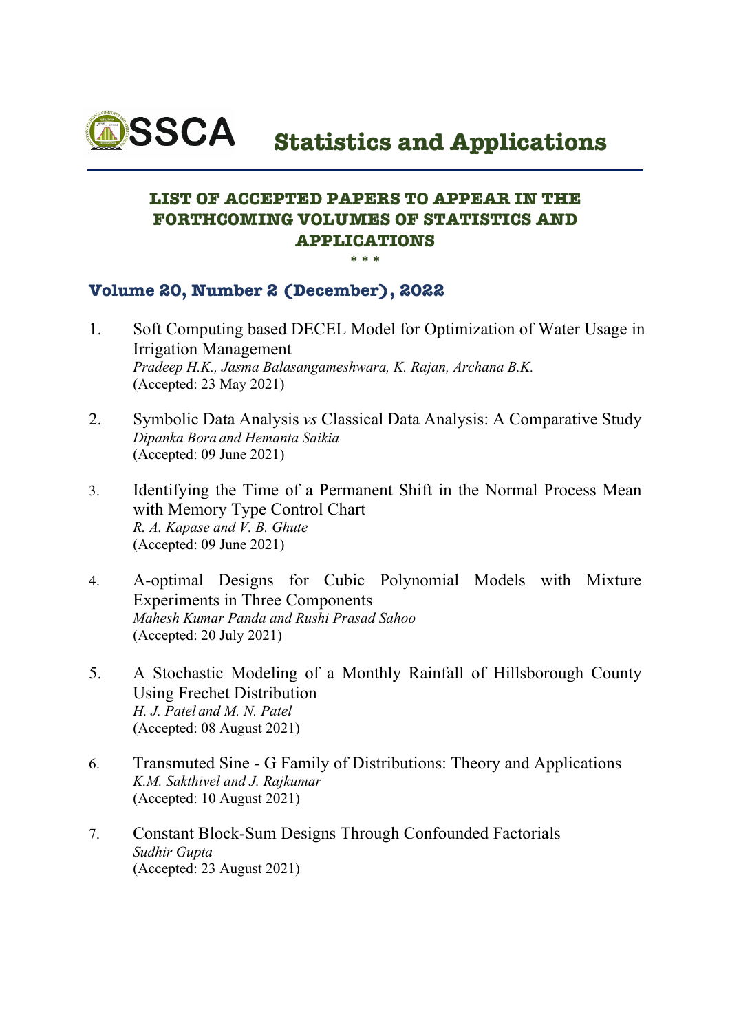# SSCA Statistics and Applications

## LIST OF ACCEPTED PAPERS TO APPEAR IN THE FORTHCOMING VOLUMES OF STATISTICS AND APPLICATIONS

\* \* \*

### Volume 20, Number 2 (December), 2022

1. Soft Computing based DECEL Model for Optimization of Water Usage in Irrigation Management
   *Pradeep H.K., Jasma Balasangameshwara, K. Rajan, Archana B.K.*
   (Accepted: 23 May 2021)

2. Symbolic Data Analysis *vs* Classical Data Analysis: A Comparative Study
   *Dipanka Bora and Hemanta Saikia*
   (Accepted: 09 June 2021)

3. Identifying the Time of a Permanent Shift in the Normal Process Mean with Memory Type Control Chart
   *R. A. Kapase and V. B. Ghute*
   (Accepted: 09 June 2021)

4. A-optimal Designs for Cubic Polynomial Models with Mixture Experiments in Three Components
   *Mahesh Kumar Panda and Rushi Prasad Sahoo*
   (Accepted: 20 July 2021)

5. A Stochastic Modeling of a Monthly Rainfall of Hillsborough County Using Frechet Distribution
   *H. J. Patel and M. N. Patel*
   (Accepted: 08 August 2021)

6. Transmuted Sine - G Family of Distributions: Theory and Applications
   *K.M. Sakthivel and J. Rajkumar*
   (Accepted: 10 August 2021)

7. Constant Block-Sum Designs Through Confounded Factorials
   *Sudhir Gupta*
   (Accepted: 23 August 2021)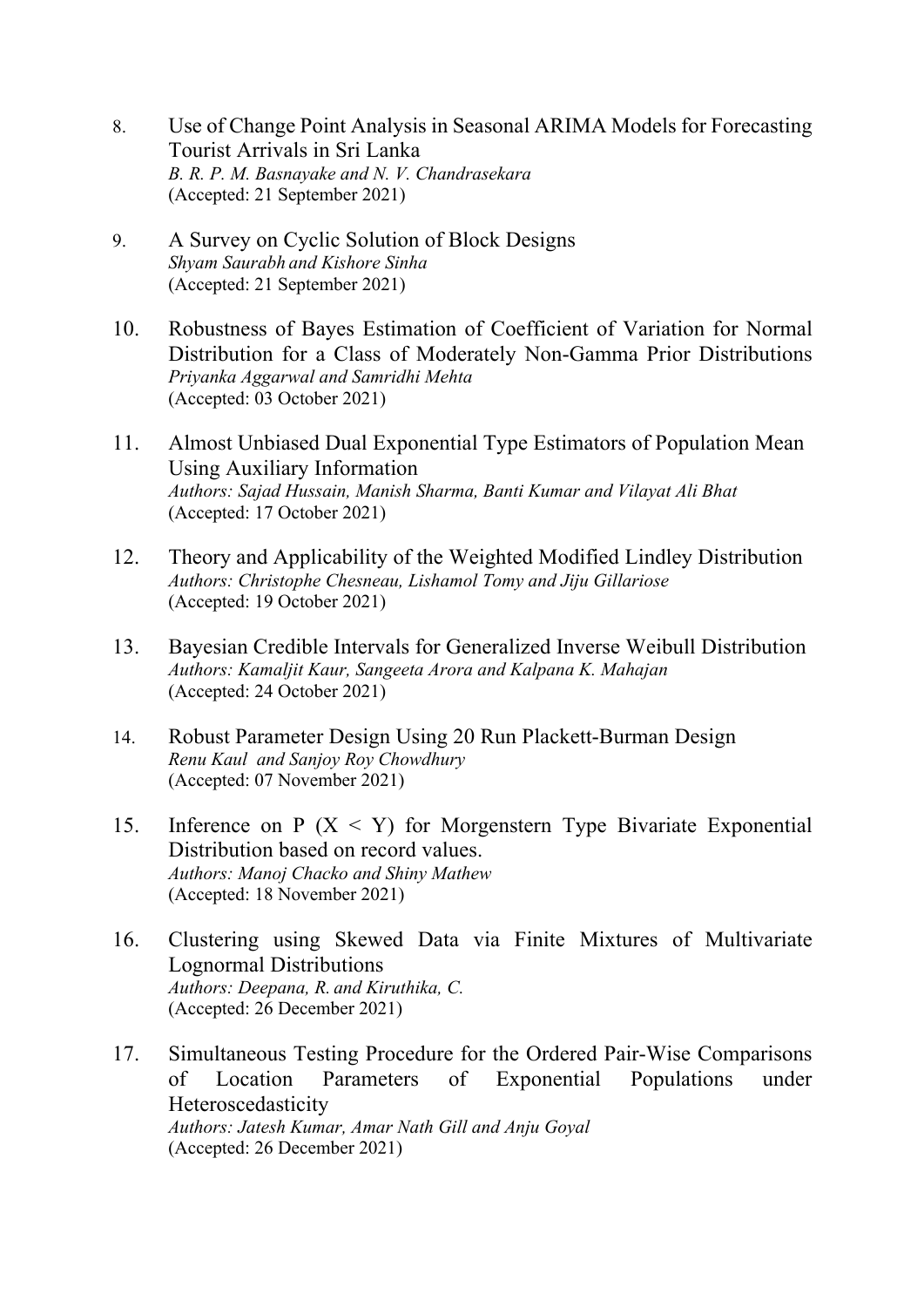8. Use of Change Point Analysis in Seasonal ARIMA Models for Forecasting Tourist Arrivals in Sri Lanka
   *B. R. P. M. Basnayake and N. V. Chandrasekara*
   (Accepted: 21 September 2021)

9. A Survey on Cyclic Solution of Block Designs
   *Shyam Saurabh and Kishore Sinha*
   (Accepted: 21 September 2021)

10. Robustness of Bayes Estimation of Coefficient of Variation for Normal Distribution for a Class of Moderately Non-Gamma Prior Distributions
    *Priyanka Aggarwal and Samridhi Mehta*
    (Accepted: 03 October 2021)

11. Almost Unbiased Dual Exponential Type Estimators of Population Mean Using Auxiliary Information
    *Authors: Sajad Hussain, Manish Sharma, Banti Kumar and Vilayat Ali Bhat*
    (Accepted: 17 October 2021)

12. Theory and Applicability of the Weighted Modified Lindley Distribution
    *Authors: Christophe Chesneau, Lishamol Tomy and Jiju Gillariose*
    (Accepted: 19 October 2021)

13. Bayesian Credible Intervals for Generalized Inverse Weibull Distribution
    *Authors: Kamaljit Kaur, Sangeeta Arora and Kalpana K. Mahajan*
    (Accepted: 24 October 2021)

14. Robust Parameter Design Using 20 Run Plackett-Burman Design
    *Renu Kaul and Sanjoy Roy Chowdhury*
    (Accepted: 07 November 2021)

15. Inference on P ($X < Y$) for Morgenstern Type Bivariate Exponential Distribution based on record values.
    *Authors: Manoj Chacko and Shiny Mathew*
    (Accepted: 18 November 2021)

16. Clustering using Skewed Data via Finite Mixtures of Multivariate Lognormal Distributions
    *Authors: Deepana, R. and Kiruthika, C.*
    (Accepted: 26 December 2021)

17. Simultaneous Testing Procedure for the Ordered Pair-Wise Comparisons of Location Parameters of Exponential Populations under Heteroscedasticity
    *Authors: Jatesh Kumar, Amar Nath Gill and Anju Goyal*
    (Accepted: 26 December 2021)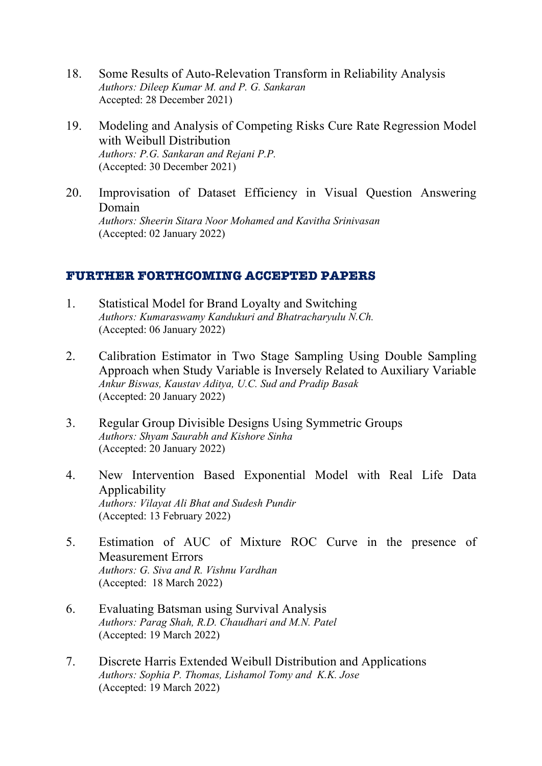18. Some Results of Auto-Relevation Transform in Reliability Analysis
    *Authors: Dileep Kumar M. and P. G. Sankaran*
    Accepted: 28 December 2021)

19. Modeling and Analysis of Competing Risks Cure Rate Regression Model with Weibull Distribution
    *Authors: P.G. Sankaran and Rejani P.P.*
    (Accepted: 30 December 2021)

20. Improvisation of Dataset Efficiency in Visual Question Answering Domain
    *Authors: Sheerin Sitara Noor Mohamed and Kavitha Srinivasan*
    (Accepted: 02 January 2022)

## FURTHER FORTHCOMING ACCEPTED PAPERS

1. Statistical Model for Brand Loyalty and Switching
   *Authors: Kumaraswamy Kandukuri and Bhatracharyulu N.Ch.*
   (Accepted: 06 January 2022)

2. Calibration Estimator in Two Stage Sampling Using Double Sampling Approach when Study Variable is Inversely Related to Auxiliary Variable
   *Ankur Biswas, Kaustav Aditya, U.C. Sud and Pradip Basak*
   (Accepted: 20 January 2022)

3. Regular Group Divisible Designs Using Symmetric Groups
   *Authors: Shyam Saurabh and Kishore Sinha*
   (Accepted: 20 January 2022)

4. New Intervention Based Exponential Model with Real Life Data Applicability
   *Authors: Vilayat Ali Bhat and Sudesh Pundir*
   (Accepted: 13 February 2022)

5. Estimation of AUC of Mixture ROC Curve in the presence of Measurement Errors
   *Authors: G. Siva and R. Vishnu Vardhan*
   (Accepted: 18 March 2022)

6. Evaluating Batsman using Survival Analysis
   *Authors: Parag Shah, R.D. Chaudhari and M.N. Patel*
   (Accepted: 19 March 2022)

7. Discrete Harris Extended Weibull Distribution and Applications
   *Authors: Sophia P. Thomas, Lishamol Tomy and K.K. Jose*
   (Accepted: 19 March 2022)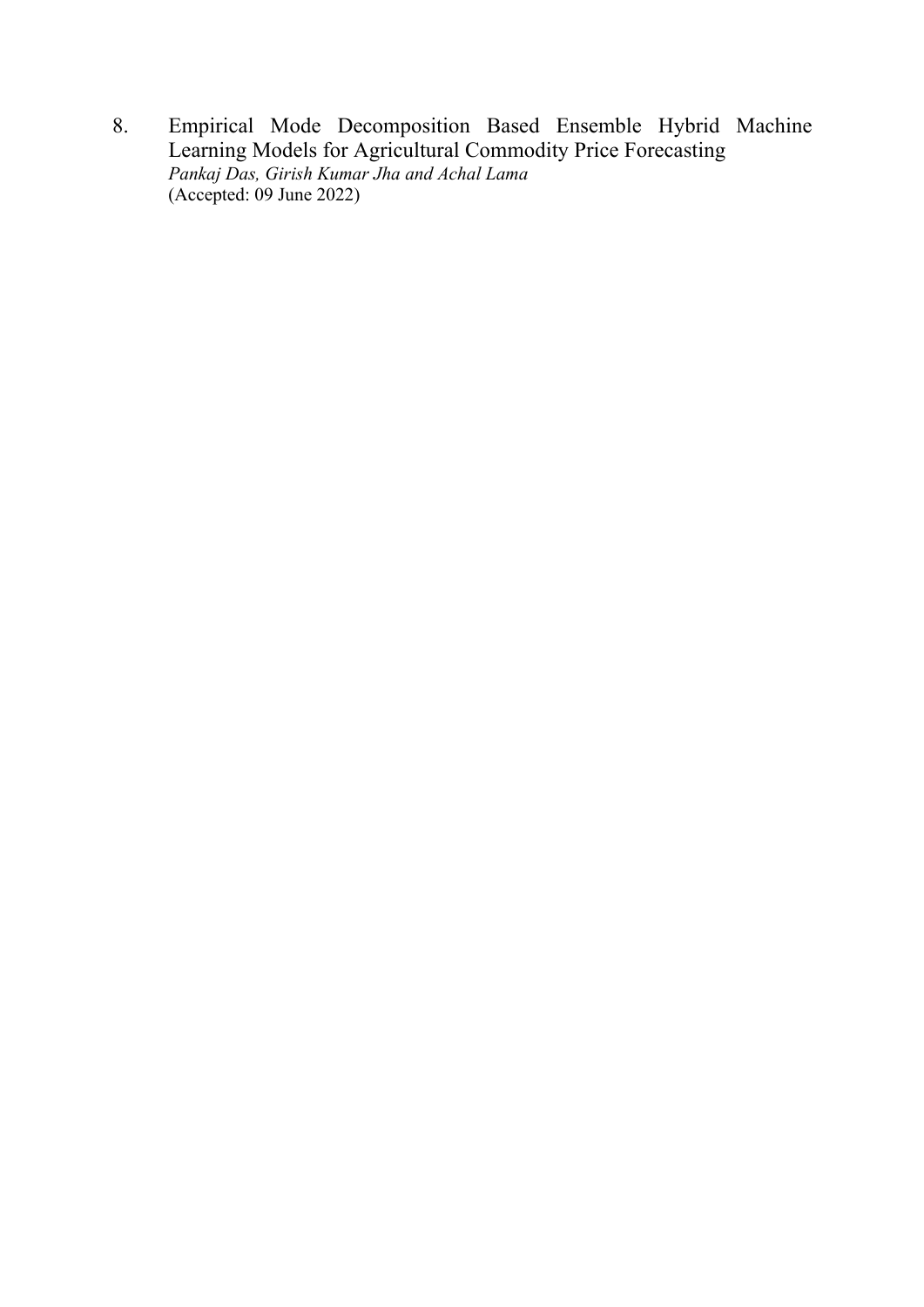8. Empirical Mode Decomposition Based Ensemble Hybrid Machine Learning Models for Agricultural Commodity Price Forecasting
   *Pankaj Das, Girish Kumar Jha and Achal Lama*
   (Accepted: 09 June 2022)